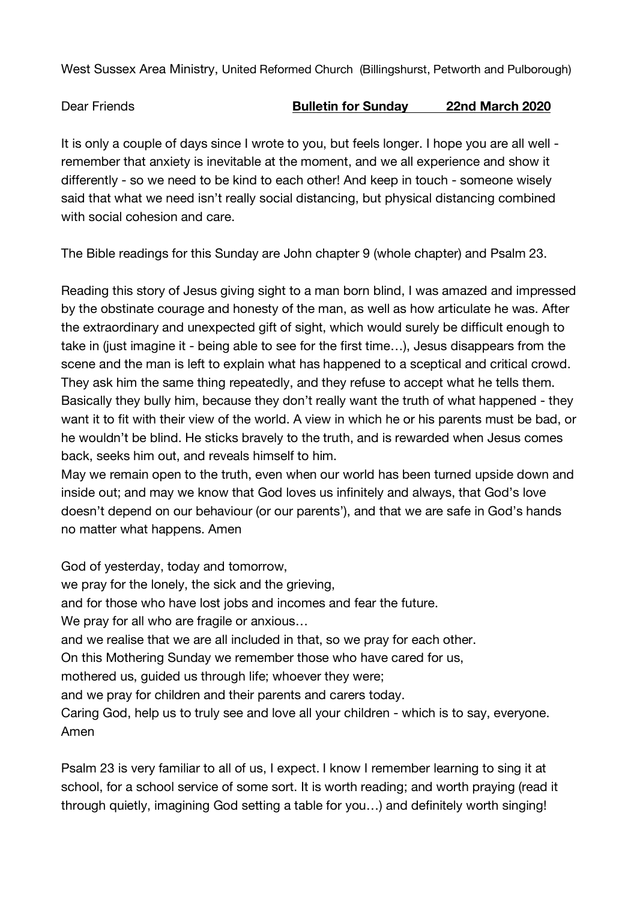West Sussex Area Ministry, United Reformed Church (Billingshurst, Petworth and Pulborough)

Dear Friends **Bulletin for Sunday 22nd March 2020**

It is only a couple of days since I wrote to you, but feels longer. I hope you are all well - remember that anxiety is inevitable at the moment, and we all experience and show it differently - so we need to be kind to each other! And keep in touch - someone wisely said that what we need isn't really social distancing, but physical distancing combined with social cohesion and care.

The Bible readings for this Sunday are John chapter 9 (whole chapter) and Psalm 23.

Reading this story of Jesus giving sight to a man born blind, I was amazed and impressed by the obstinate courage and honesty of the man, as well as how articulate he was. After the extraordinary and unexpected gift of sight, which would surely be difficult enough to take in (just imagine it - being able to see for the first time…), Jesus disappears from the scene and the man is left to explain what has happened to a sceptical and critical crowd. They ask him the same thing repeatedly, and they refuse to accept what he tells them. Basically they bully him, because they don't really want the truth of what happened - they want it to fit with their view of the world. A view in which he or his parents must be bad, or he wouldn't be blind. He sticks bravely to the truth, and is rewarded when Jesus comes back, seeks him out, and reveals himself to him.
May we remain open to the truth, even when our world has been turned upside down and inside out; and may we know that God loves us infinitely and always, that God's love doesn't depend on our behaviour (or our parents'), and that we are safe in God's hands no matter what happens. Amen

God of yesterday, today and tomorrow,
we pray for the lonely, the sick and the grieving,
and for those who have lost jobs and incomes and fear the future.
We pray for all who are fragile or anxious…
and we realise that we are all included in that, so we pray for each other.
On this Mothering Sunday we remember those who have cared for us,
mothered us, guided us through life; whoever they were;
and we pray for children and their parents and carers today.
Caring God, help us to truly see and love all your children - which is to say, everyone.
Amen

Psalm 23 is very familiar to all of us, I expect. I know I remember learning to sing it at school, for a school service of some sort. It is worth reading; and worth praying (read it through quietly, imagining God setting a table for you…) and definitely worth singing!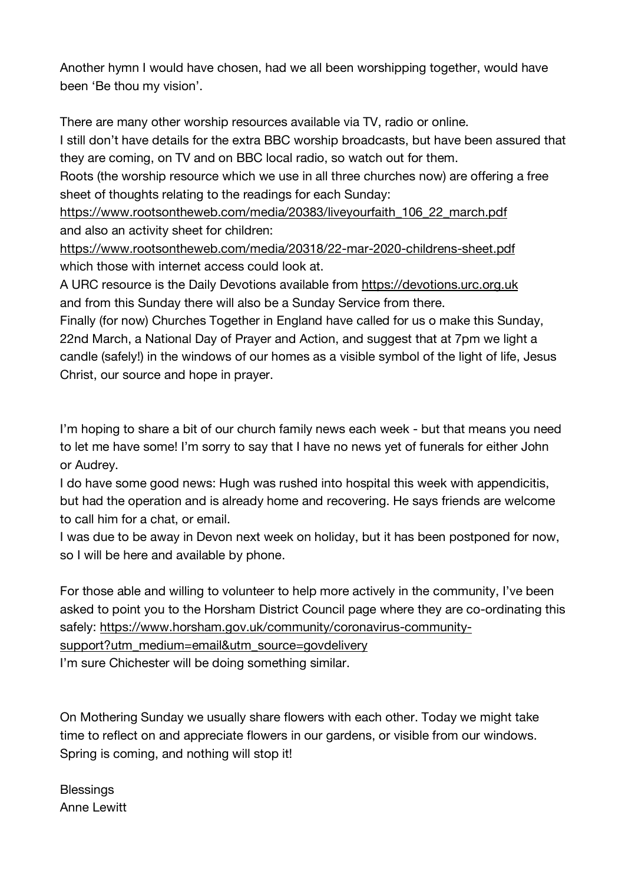Another hymn I would have chosen, had we all been worshipping together, would have been 'Be thou my vision'.

There are many other worship resources available via TV, radio or online.
I still don't have details for the extra BBC worship broadcasts, but have been assured that they are coming, on TV and on BBC local radio, so watch out for them.
Roots (the worship resource which we use in all three churches now) are offering a free sheet of thoughts relating to the readings for each Sunday:
https://www.rootsontheweb.com/media/20383/liveyourfaith_106_22_march.pdf
and also an activity sheet for children:
https://www.rootsontheweb.com/media/20318/22-mar-2020-childrens-sheet.pdf
which those with internet access could look at.
A URC resource is the Daily Devotions available from https://devotions.urc.org.uk
and from this Sunday there will also be a Sunday Service from there.
Finally (for now) Churches Together in England have called for us o make this Sunday, 22nd March, a National Day of Prayer and Action, and suggest that at 7pm we light a candle (safely!) in the windows of our homes as a visible symbol of the light of life, Jesus Christ, our source and hope in prayer.

I'm hoping to share a bit of our church family news each week - but that means you need to let me have some! I'm sorry to say that I have no news yet of funerals for either John or Audrey.
I do have some good news: Hugh was rushed into hospital this week with appendicitis, but had the operation and is already home and recovering. He says friends are welcome to call him for a chat, or email.
I was due to be away in Devon next week on holiday, but it has been postponed for now, so I will be here and available by phone.

For those able and willing to volunteer to help more actively in the community, I've been asked to point you to the Horsham District Council page where they are co-ordinating this safely: https://www.horsham.gov.uk/community/coronavirus-community-support?utm_medium=email&utm_source=govdelivery
I'm sure Chichester will be doing something similar.

On Mothering Sunday we usually share flowers with each other. Today we might take time to reflect on and appreciate flowers in our gardens, or visible from our windows. Spring is coming, and nothing will stop it!

Blessings
Anne Lewitt